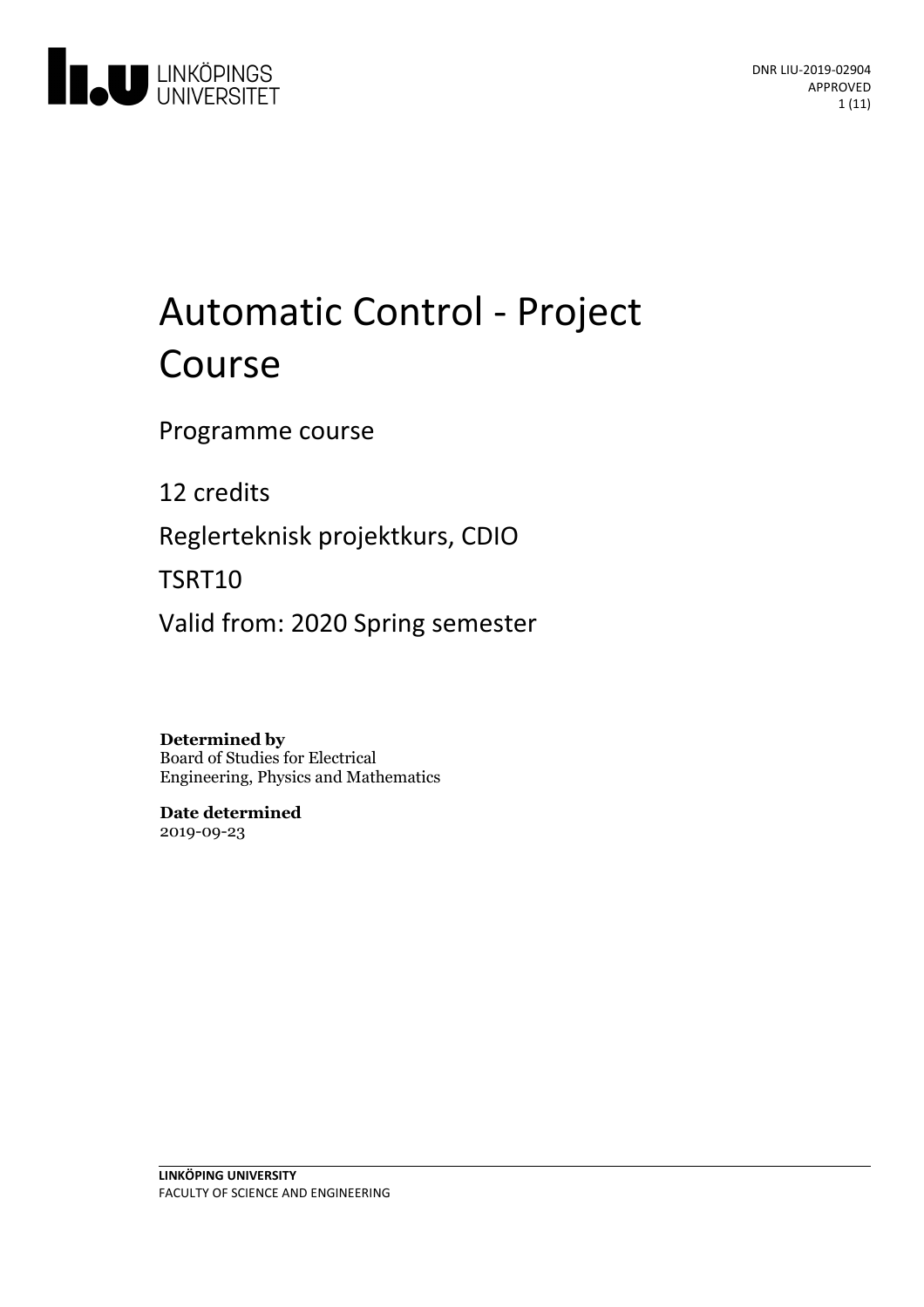DNR LIU-2019-02904
APPROVED

# Automatic Control - Project Course

Programme course

12 credits

Reglerteknisk projektkurs, CDIO

TSRT10

Valid from: 2020 Spring semester

**Determined by**
Board of Studies for Electrical Engineering, Physics and Mathematics

**Date determined**
2019-09-23

**LINKÖPING UNIVERSITY**
FACULTY OF SCIENCE AND ENGINEERING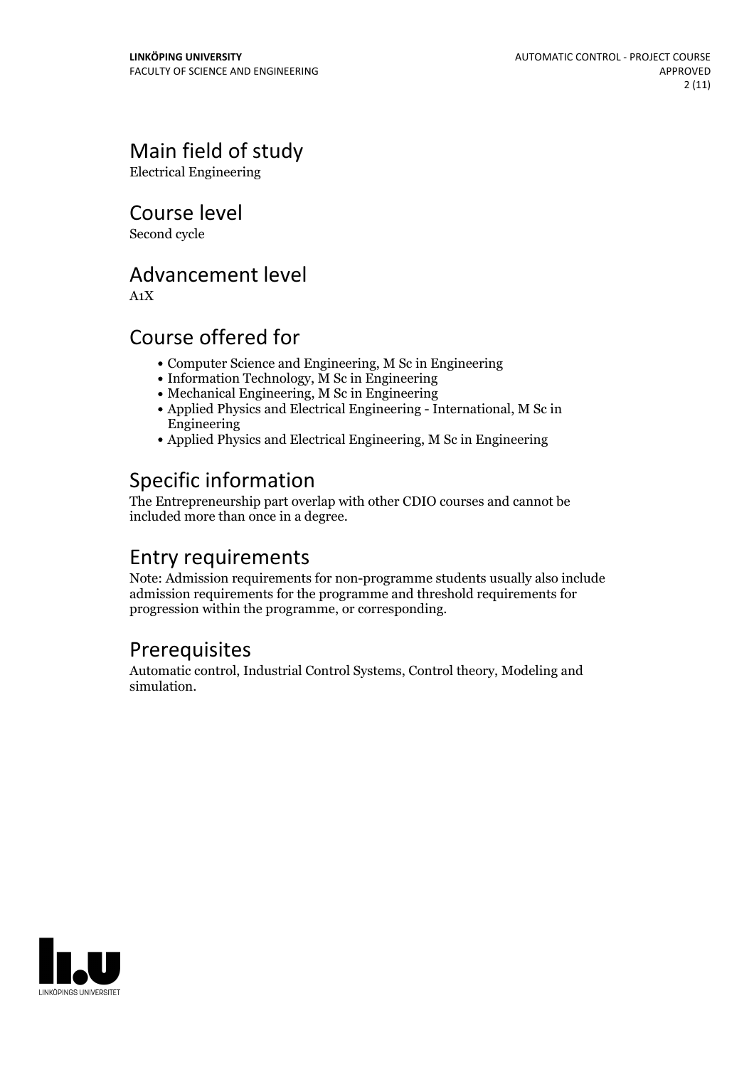## Main field of study

Electrical Engineering

## Course level

Second cycle

## Advancement level

A1X

## Course offered for

- Computer Science and Engineering, M Sc in Engineering
- Information Technology, M Sc in Engineering
- Mechanical Engineering, M Sc in Engineering
- Applied Physics and Electrical Engineering - International, M Sc in Engineering
- Applied Physics and Electrical Engineering, M Sc in Engineering

## Specific information

The Entrepreneurship part overlap with other CDIO courses and cannot be included more than once in a degree.

## Entry requirements

Note: Admission requirements for non-programme students usually also include admission requirements for the programme and threshold requirements for progression within the programme, or corresponding.

## Prerequisites

Automatic control, Industrial Control Systems, Control theory, Modeling and simulation.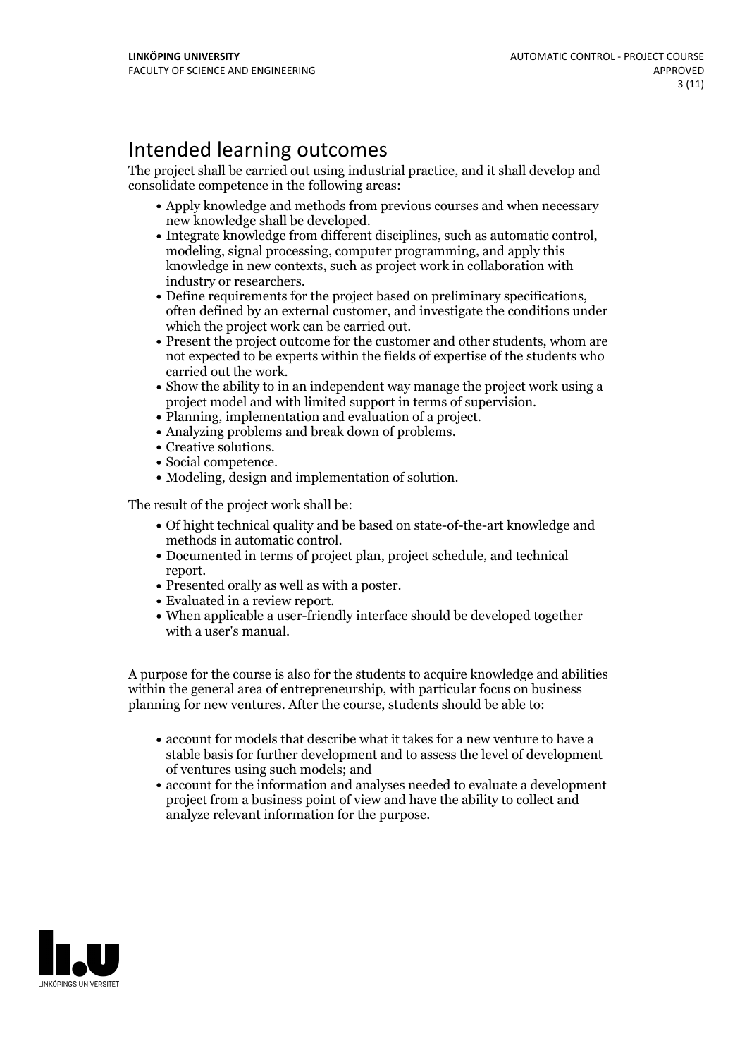# Intended learning outcomes

The project shall be carried out using industrial practice, and it shall develop and consolidate competence in the following areas:

- Apply knowledge and methods from previous courses and when necessary new knowledge shall be developed.
- Integrate knowledge from different disciplines, such as automatic control, modeling, signal processing, computer programming, and apply this knowledge in new contexts, such as project work in collaboration with industry or researchers.
- Define requirements for the project based on preliminary specifications, often defined by an external customer, and investigate the conditions under which the project work can be carried out.
- Present the project outcome for the customer and other students, whom are not expected to be experts within the fields of expertise of the students who carried out the work.
- Show the ability to in an independent way manage the project work using a project model and with limited support in terms of supervision.
- Planning, implementation and evaluation of a project.
- Analyzing problems and break down of problems.
- Creative solutions.
- Social competence.
- Modeling, design and implementation of solution.

The result of the project work shall be:

- Of hight technical quality and be based on state-of-the-art knowledge and methods in automatic control.
- Documented in terms of project plan, project schedule, and technical report.
- Presented orally as well as with a poster.
- Evaluated in a review report.
- When applicable a user-friendly interface should be developed together with a user's manual.

A purpose for the course is also for the students to acquire knowledge and abilities within the general area of entrepreneurship, with particular focus on business planning for new ventures. After the course, students should be able to:

- account for models that describe what it takes for a new venture to have a stable basis for further development and to assess the level of development of ventures using such models; and
- account for the information and analyses needed to evaluate a development project from a business point of view and have the ability to collect and analyze relevant information for the purpose.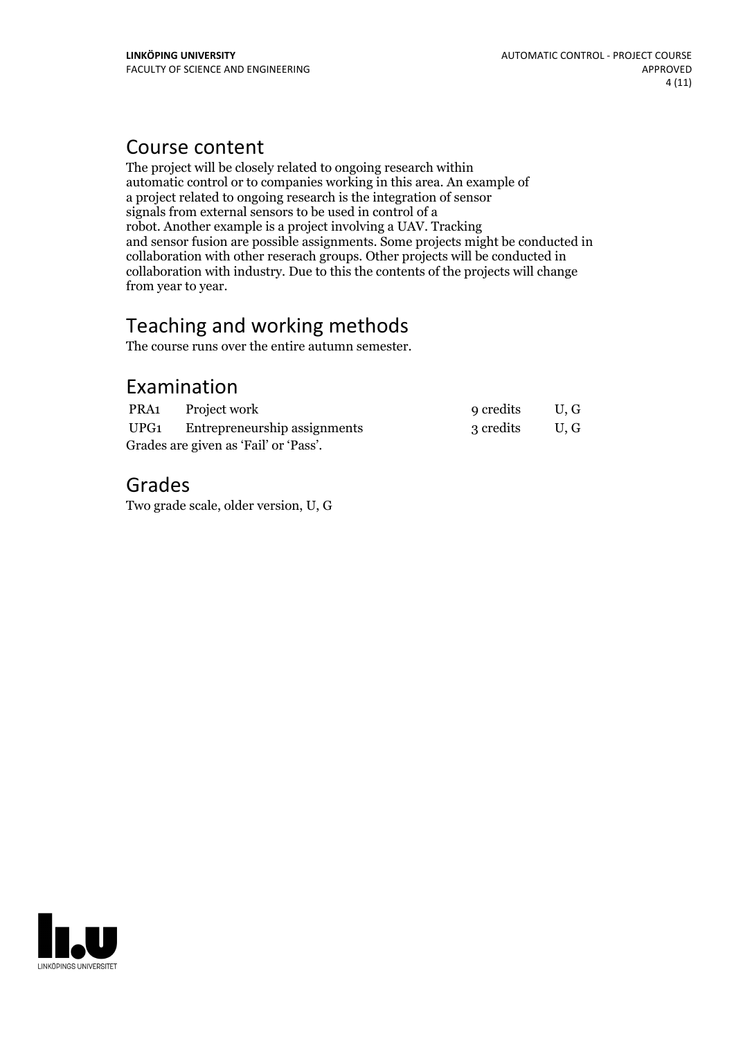## Course content

The project will be closely related to ongoing research within automatic control or to companies working in this area. An example of a project related to ongoing research is the integration of sensor signals from external sensors to be used in control of a robot. Another example is a project involving a UAV. Tracking and sensor fusion are possible assignments. Some projects might be conducted in collaboration with other reserach groups. Other projects will be conducted in collaboration with industry. Due to this the contents of the projects will change from year to year.

## Teaching and working methods

The course runs over the entire autumn semester.

## Examination

| | | | |
|---|---|---|---|
| PRA1 | Project work | 9 credits | U, G |
| UPG1 | Entrepreneurship assignments | 3 credits | U, G |

Grades are given as 'Fail' or 'Pass'.

## Grades

Two grade scale, older version, U, G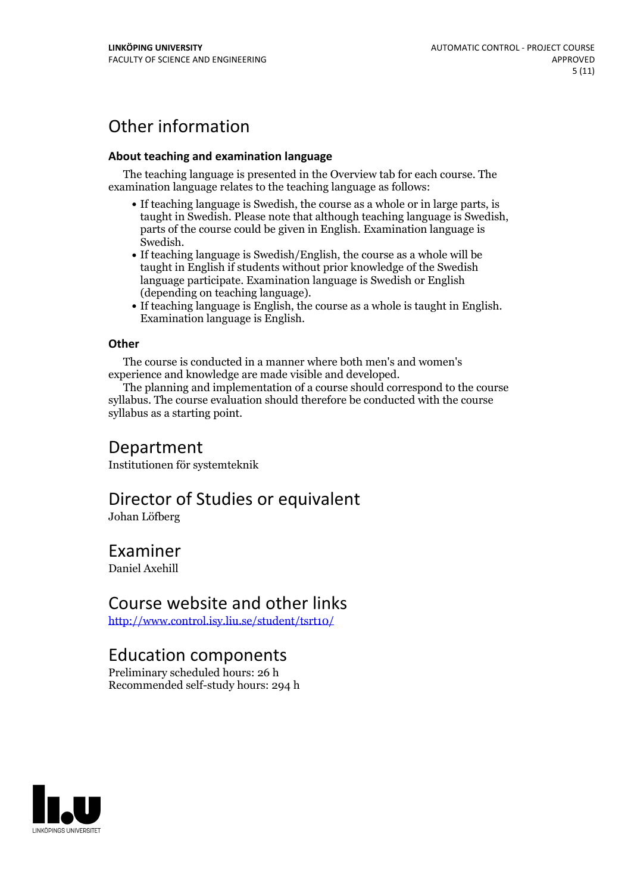# Other information

### About teaching and examination language

The teaching language is presented in the Overview tab for each course. The examination language relates to the teaching language as follows:

- If teaching language is Swedish, the course as a whole or in large parts, is taught in Swedish. Please note that although teaching language is Swedish, parts of the course could be given in English. Examination language is Swedish.
- If teaching language is Swedish/English, the course as a whole will be taught in English if students without prior knowledge of the Swedish language participate. Examination language is Swedish or English (depending on teaching language).
- If teaching language is English, the course as a whole is taught in English. Examination language is English.

### Other

The course is conducted in a manner where both men's and women's experience and knowledge are made visible and developed.

The planning and implementation of a course should correspond to the course syllabus. The course evaluation should therefore be conducted with the course syllabus as a starting point.

# Department

Institutionen för systemteknik

# Director of Studies or equivalent

Johan Löfberg

# Examiner

Daniel Axehill

# Course website and other links

http://www.control.isy.liu.se/student/tsrt10/

# Education components

Preliminary scheduled hours: 26 h
Recommended self-study hours: 294 h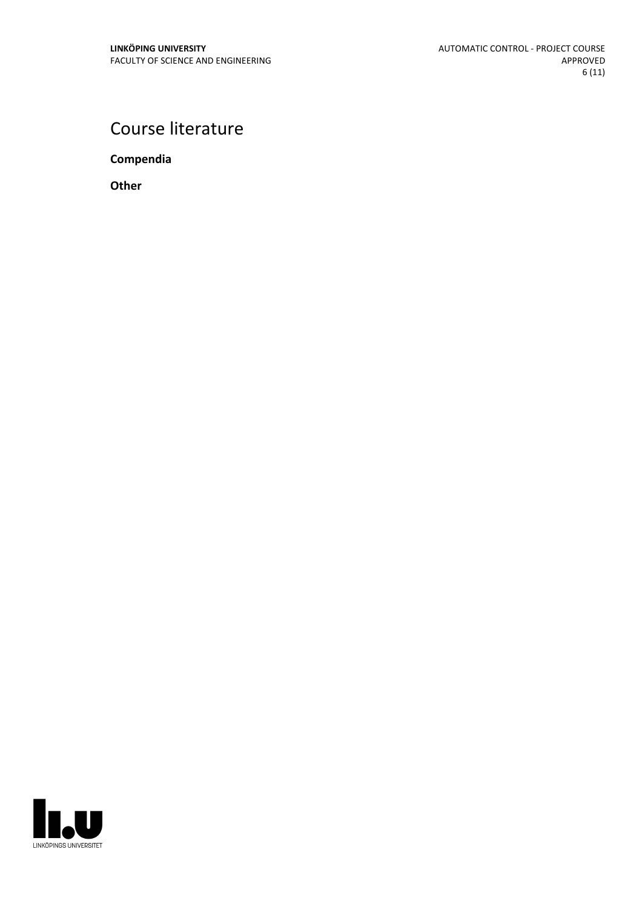# Course literature

**Compendia**

**Other**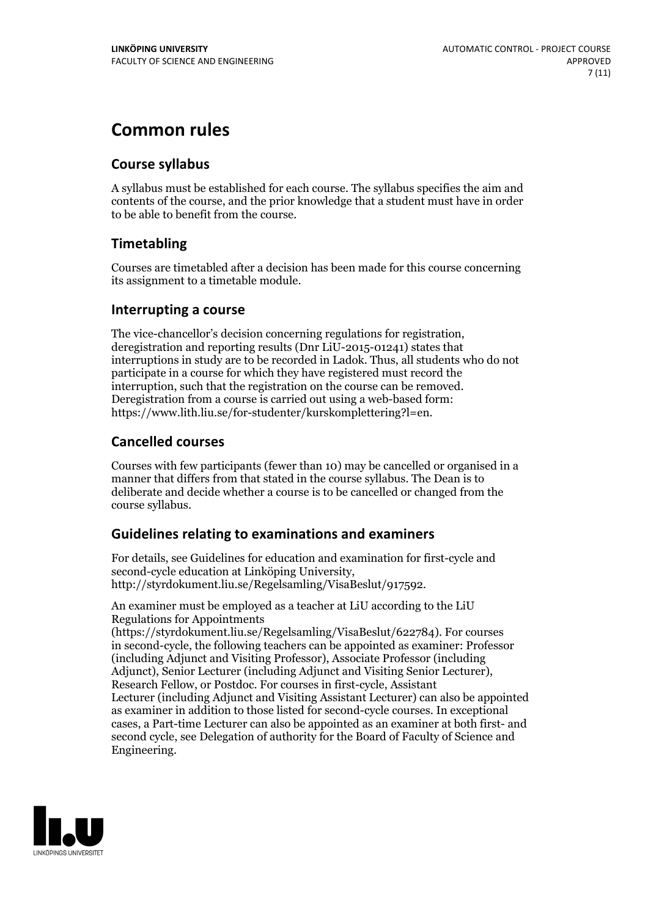# Common rules

## Course syllabus

A syllabus must be established for each course. The syllabus specifies the aim and contents of the course, and the prior knowledge that a student must have in order to be able to benefit from the course.

## Timetabling

Courses are timetabled after a decision has been made for this course concerning its assignment to a timetable module.

## Interrupting a course

The vice-chancellor's decision concerning regulations for registration, deregistration and reporting results (Dnr LiU-2015-01241) states that interruptions in study are to be recorded in Ladok. Thus, all students who do not participate in a course for which they have registered must record the interruption, such that the registration on the course can be removed. Deregistration from a course is carried out using a web-based form: https://www.lith.liu.se/for-studenter/kurskomplettering?l=en.

## Cancelled courses

Courses with few participants (fewer than 10) may be cancelled or organised in a manner that differs from that stated in the course syllabus. The Dean is to deliberate and decide whether a course is to be cancelled or changed from the course syllabus.

## Guidelines relating to examinations and examiners

For details, see Guidelines for education and examination for first-cycle and second-cycle education at Linköping University, http://styrdokument.liu.se/Regelsamling/VisaBeslut/917592.

An examiner must be employed as a teacher at LiU according to the LiU Regulations for Appointments (https://styrdokument.liu.se/Regelsamling/VisaBeslut/622784). For courses in second-cycle, the following teachers can be appointed as examiner: Professor (including Adjunct and Visiting Professor), Associate Professor (including Adjunct), Senior Lecturer (including Adjunct and Visiting Senior Lecturer), Research Fellow, or Postdoc. For courses in first-cycle, Assistant Lecturer (including Adjunct and Visiting Assistant Lecturer) can also be appointed as examiner in addition to those listed for second-cycle courses. In exceptional cases, a Part-time Lecturer can also be appointed as an examiner at both first- and second cycle, see Delegation of authority for the Board of Faculty of Science and Engineering.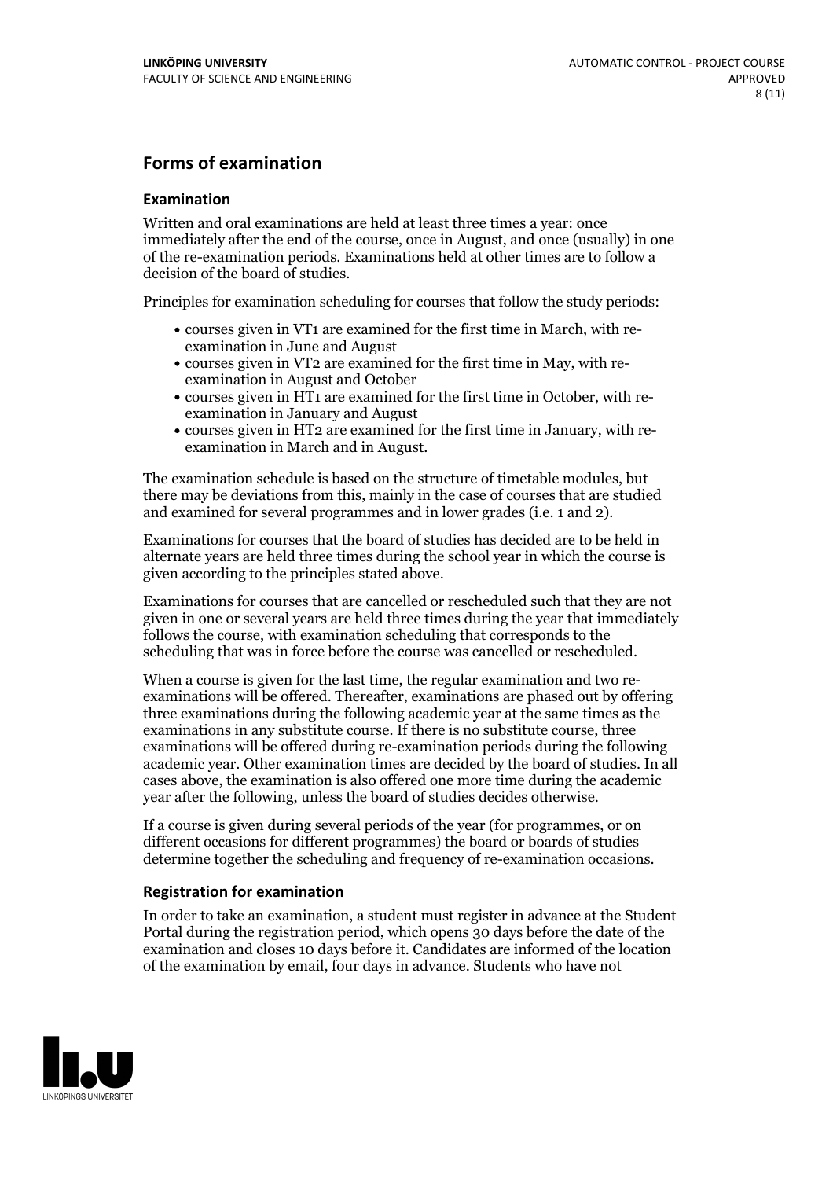## Forms of examination

### Examination

Written and oral examinations are held at least three times a year: once immediately after the end of the course, once in August, and once (usually) in one of the re-examination periods. Examinations held at other times are to follow a decision of the board of studies.

Principles for examination scheduling for courses that follow the study periods:

- courses given in VT1 are examined for the first time in March, with re-examination in June and August
- courses given in VT2 are examined for the first time in May, with re-examination in August and October
- courses given in HT1 are examined for the first time in October, with re-examination in January and August
- courses given in HT2 are examined for the first time in January, with re-examination in March and in August.

The examination schedule is based on the structure of timetable modules, but there may be deviations from this, mainly in the case of courses that are studied and examined for several programmes and in lower grades (i.e. 1 and 2).

Examinations for courses that the board of studies has decided are to be held in alternate years are held three times during the school year in which the course is given according to the principles stated above.

Examinations for courses that are cancelled or rescheduled such that they are not given in one or several years are held three times during the year that immediately follows the course, with examination scheduling that corresponds to the scheduling that was in force before the course was cancelled or rescheduled.

When a course is given for the last time, the regular examination and two re-examinations will be offered. Thereafter, examinations are phased out by offering three examinations during the following academic year at the same times as the examinations in any substitute course. If there is no substitute course, three examinations will be offered during re-examination periods during the following academic year. Other examination times are decided by the board of studies. In all cases above, the examination is also offered one more time during the academic year after the following, unless the board of studies decides otherwise.

If a course is given during several periods of the year (for programmes, or on different occasions for different programmes) the board or boards of studies determine together the scheduling and frequency of re-examination occasions.

### Registration for examination

In order to take an examination, a student must register in advance at the Student Portal during the registration period, which opens 30 days before the date of the examination and closes 10 days before it. Candidates are informed of the location of the examination by email, four days in advance. Students who have not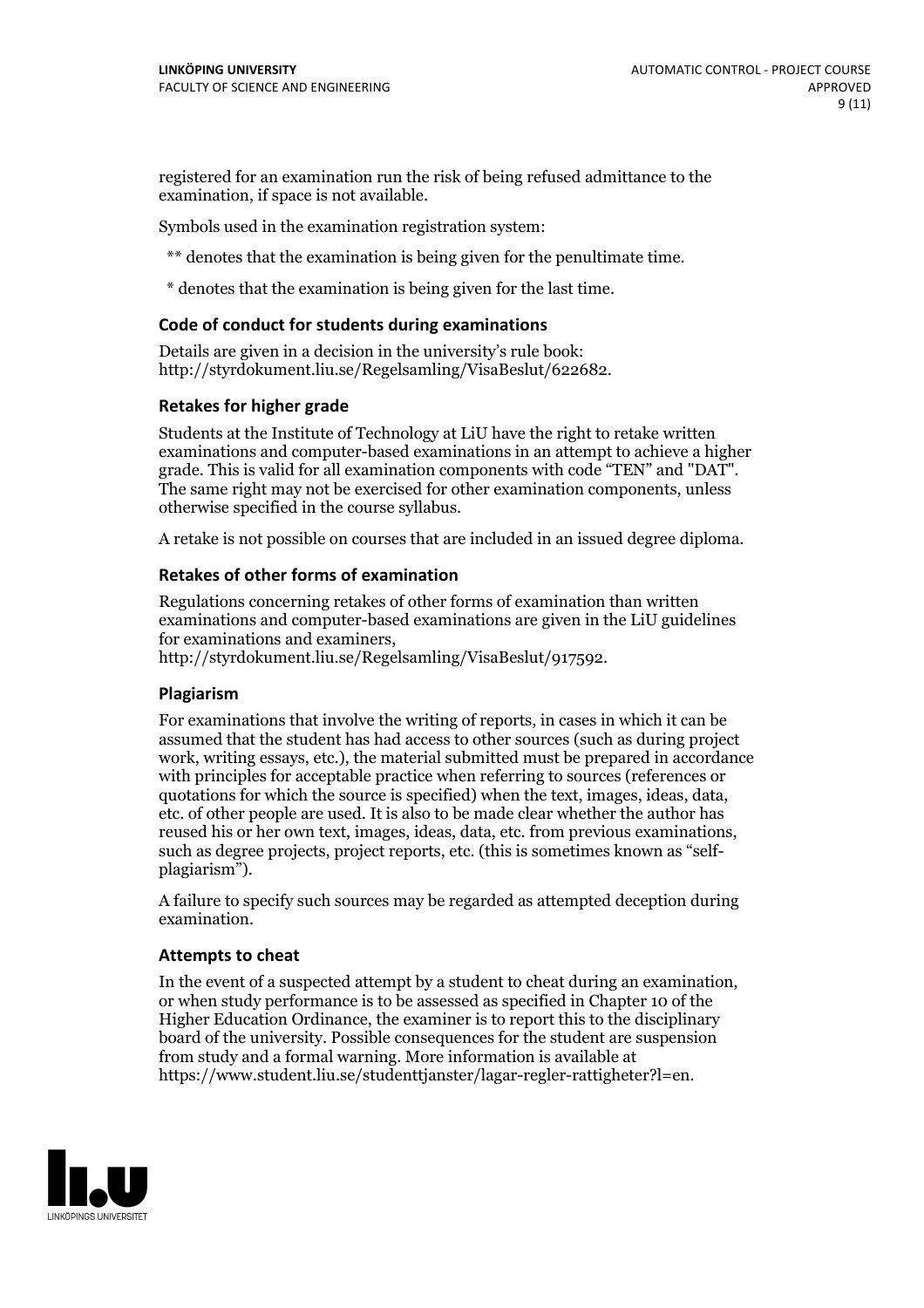registered for an examination run the risk of being refused admittance to the examination, if space is not available.

Symbols used in the examination registration system:

** denotes that the examination is being given for the penultimate time.

* denotes that the examination is being given for the last time.

### Code of conduct for students during examinations

Details are given in a decision in the university's rule book: http://styrdokument.liu.se/Regelsamling/VisaBeslut/622682.

### Retakes for higher grade

Students at the Institute of Technology at LiU have the right to retake written examinations and computer-based examinations in an attempt to achieve a higher grade. This is valid for all examination components with code "TEN" and "DAT". The same right may not be exercised for other examination components, unless otherwise specified in the course syllabus.

A retake is not possible on courses that are included in an issued degree diploma.

### Retakes of other forms of examination

Regulations concerning retakes of other forms of examination than written examinations and computer-based examinations are given in the LiU guidelines for examinations and examiners, http://styrdokument.liu.se/Regelsamling/VisaBeslut/917592.

### Plagiarism

For examinations that involve the writing of reports, in cases in which it can be assumed that the student has had access to other sources (such as during project work, writing essays, etc.), the material submitted must be prepared in accordance with principles for acceptable practice when referring to sources (references or quotations for which the source is specified) when the text, images, ideas, data, etc. of other people are used. It is also to be made clear whether the author has reused his or her own text, images, ideas, data, etc. from previous examinations, such as degree projects, project reports, etc. (this is sometimes known as "self-plagiarism").

A failure to specify such sources may be regarded as attempted deception during examination.

### Attempts to cheat

In the event of a suspected attempt by a student to cheat during an examination, or when study performance is to be assessed as specified in Chapter 10 of the Higher Education Ordinance, the examiner is to report this to the disciplinary board of the university. Possible consequences for the student are suspension from study and a formal warning. More information is available at https://www.student.liu.se/studenttjanster/lagar-regler-rattigheter?l=en.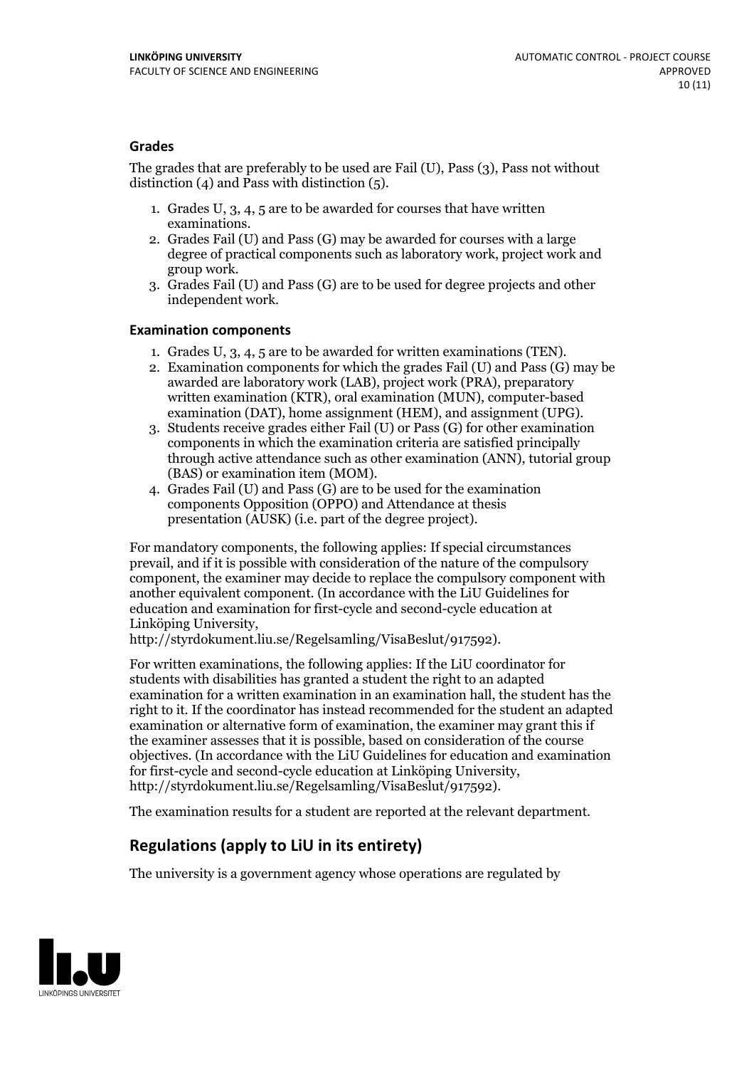### Grades

The grades that are preferably to be used are Fail (U), Pass (3), Pass not without distinction (4) and Pass with distinction (5).

1. Grades U, 3, 4, 5 are to be awarded for courses that have written examinations.
2. Grades Fail (U) and Pass (G) may be awarded for courses with a large degree of practical components such as laboratory work, project work and group work.
3. Grades Fail (U) and Pass (G) are to be used for degree projects and other independent work.

### Examination components

1. Grades U, 3, 4, 5 are to be awarded for written examinations (TEN).
2. Examination components for which the grades Fail (U) and Pass (G) may be awarded are laboratory work (LAB), project work (PRA), preparatory written examination (KTR), oral examination (MUN), computer-based examination (DAT), home assignment (HEM), and assignment (UPG).
3. Students receive grades either Fail (U) or Pass (G) for other examination components in which the examination criteria are satisfied principally through active attendance such as other examination (ANN), tutorial group (BAS) or examination item (MOM).
4. Grades Fail (U) and Pass (G) are to be used for the examination components Opposition (OPPO) and Attendance at thesis presentation (AUSK) (i.e. part of the degree project).

For mandatory components, the following applies: If special circumstances prevail, and if it is possible with consideration of the nature of the compulsory component, the examiner may decide to replace the compulsory component with another equivalent component. (In accordance with the LiU Guidelines for education and examination for first-cycle and second-cycle education at Linköping University, http://styrdokument.liu.se/Regelsamling/VisaBeslut/917592).

For written examinations, the following applies: If the LiU coordinator for students with disabilities has granted a student the right to an adapted examination for a written examination in an examination hall, the student has the right to it. If the coordinator has instead recommended for the student an adapted examination or alternative form of examination, the examiner may grant this if the examiner assesses that it is possible, based on consideration of the course objectives. (In accordance with the LiU Guidelines for education and examination for first-cycle and second-cycle education at Linköping University, http://styrdokument.liu.se/Regelsamling/VisaBeslut/917592).

The examination results for a student are reported at the relevant department.

## Regulations (apply to LiU in its entirety)

The university is a government agency whose operations are regulated by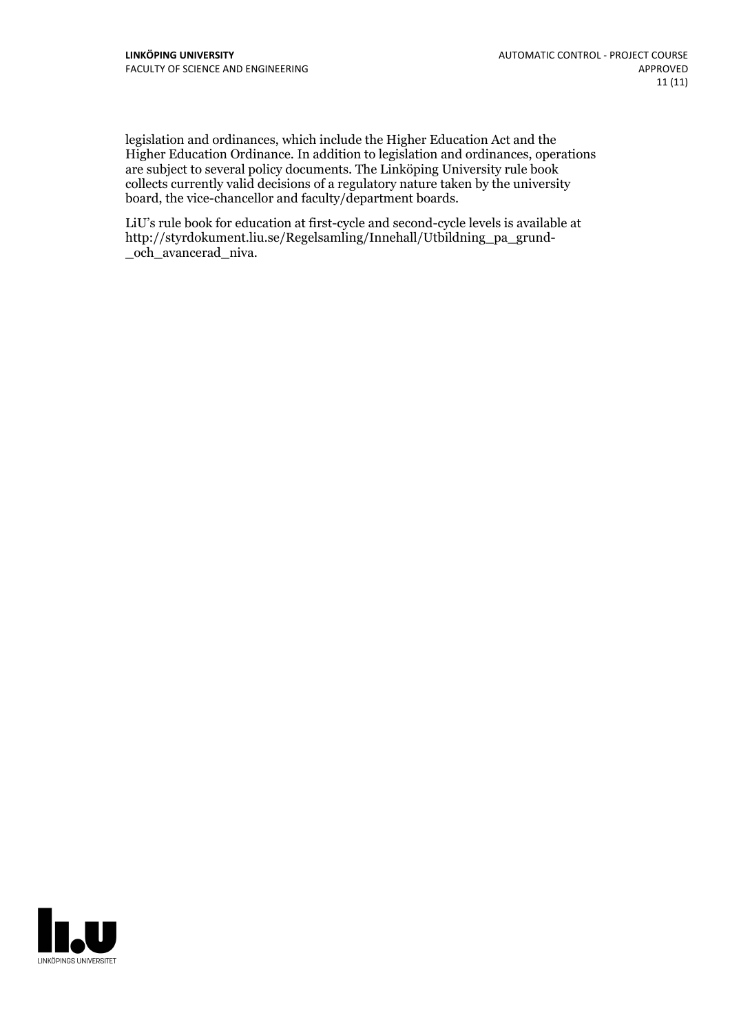legislation and ordinances, which include the Higher Education Act and the Higher Education Ordinance. In addition to legislation and ordinances, operations are subject to several policy documents. The Linköping University rule book collects currently valid decisions of a regulatory nature taken by the university board, the vice-chancellor and faculty/department boards.

LiU's rule book for education at first-cycle and second-cycle levels is available at http://styrdokument.liu.se/Regelsamling/Innehall/Utbildning_pa_grund-_och_avancerad_niva.